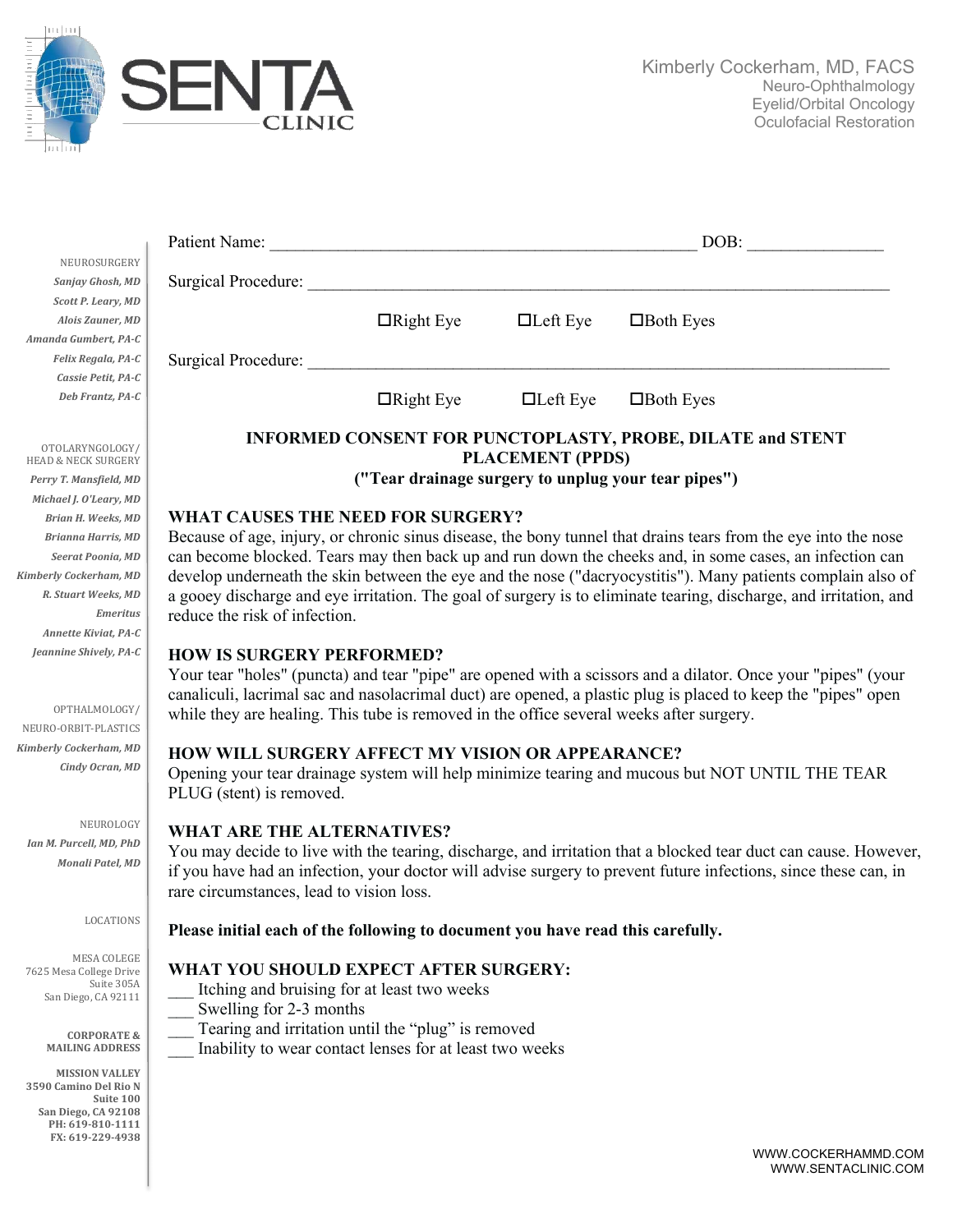**SENTA CLINIC**

Kimberly Cockerham, MD, FACS
Neuro-Ophthalmology
Eyelid/Orbital Oncology
Oculofacial Restoration

NEUROSURGERY
*Sanjay Ghosh, MD*
*Scott P. Leary, MD*
*Alois Zauner, MD*
*Amanda Gumbert, PA-C*
*Felix Regala, PA-C*
*Cassie Petit, PA-C*
*Deb Frantz, PA-C*

OTOLARYNGOLOGY/ HEAD & NECK SURGERY
*Perry T. Mansfield, MD*
*Michael J. O'Leary, MD*
*Brian H. Weeks, MD*
*Brianna Harris, MD*
*Seerat Poonia, MD*
*Kimberly Cockerham, MD*
*R. Stuart Weeks, MD*
*Emeritus*
*Annette Kiviat, PA-C*
*Jeannine Shively, PA-C*

OPTHALMOLOGY/ NEURO-ORBIT-PLASTICS
*Kimberly Cockerham, MD*
*Cindy Ocran, MD*

NEUROLOGY
*Ian M. Purcell, MD, PhD*
*Monali Patel, MD*

LOCATIONS

MESA COLEGE
7625 Mesa College Drive
Suite 305A
San Diego, CA 92111

**CORPORATE & MAILING ADDRESS**

**MISSION VALLEY**
**3590 Camino Del Rio N**
**Suite 100**
**San Diego, CA 92108**
**PH: 619-810-1111**
**FX: 619-229-4938**

Patient Name: _______________________________________________ DOB: _______________

Surgical Procedure: _________________________________________________________________

☐Right Eye ☐Left Eye ☐Both Eyes

Surgical Procedure: _________________________________________________________________

☐Right Eye ☐Left Eye ☐Both Eyes

**INFORMED CONSENT FOR PUNCTOPLASTY, PROBE, DILATE and STENT PLACEMENT (PPDS)**
**("Tear drainage surgery to unplug your tear pipes")**

**WHAT CAUSES THE NEED FOR SURGERY?**
Because of age, injury, or chronic sinus disease, the bony tunnel that drains tears from the eye into the nose can become blocked. Tears may then back up and run down the cheeks and, in some cases, an infection can develop underneath the skin between the eye and the nose ("dacryocystitis"). Many patients complain also of a gooey discharge and eye irritation. The goal of surgery is to eliminate tearing, discharge, and irritation, and reduce the risk of infection.

**HOW IS SURGERY PERFORMED?**
Your tear "holes" (puncta) and tear "pipe" are opened with a scissors and a dilator. Once your "pipes" (your canaliculi, lacrimal sac and nasolacrimal duct) are opened, a plastic plug is placed to keep the "pipes" open while they are healing. This tube is removed in the office several weeks after surgery.

**HOW WILL SURGERY AFFECT MY VISION OR APPEARANCE?**
Opening your tear drainage system will help minimize tearing and mucous but NOT UNTIL THE TEAR PLUG (stent) is removed.

**WHAT ARE THE ALTERNATIVES?**
You may decide to live with the tearing, discharge, and irritation that a blocked tear duct can cause. However, if you have had an infection, your doctor will advise surgery to prevent future infections, since these can, in rare circumstances, lead to vision loss.

**Please initial each of the following to document you have read this carefully.**

**WHAT YOU SHOULD EXPECT AFTER SURGERY:**
___ Itching and bruising for at least two weeks
___ Swelling for 2-3 months
___ Tearing and irritation until the "plug" is removed
___ Inability to wear contact lenses for at least two weeks

WWW.COCKERHAMMD.COM
WWW.SENTACLINIC.COM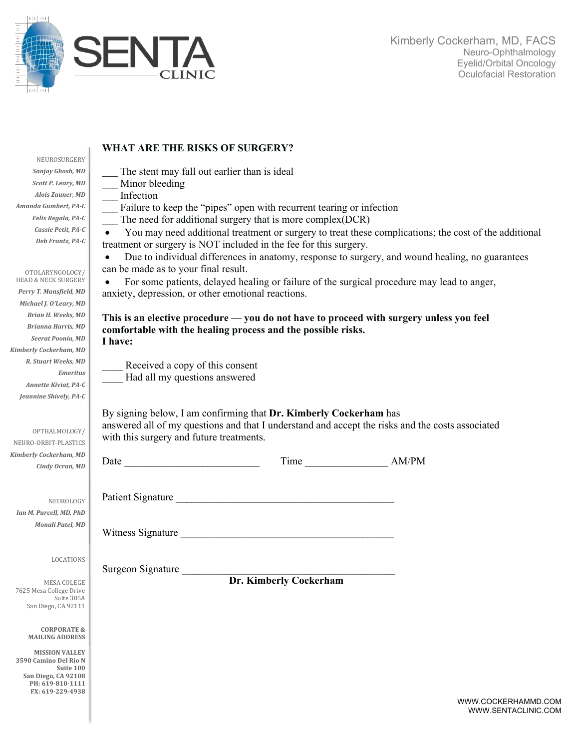## WHAT ARE THE RISKS OF SURGERY?

___ The stent may fall out earlier than is ideal
___ Minor bleeding
___ Infection
___ Failure to keep the "pipes" open with recurrent tearing or infection
___ The need for additional surgery that is more complex(DCR)

- You may need additional treatment or surgery to treat these complications; the cost of the additional treatment or surgery is NOT included in the fee for this surgery.
- Due to individual differences in anatomy, response to surgery, and wound healing, no guarantees can be made as to your final result.
- For some patients, delayed healing or failure of the surgical procedure may lead to anger, anxiety, depression, or other emotional reactions.

**This is an elective procedure — you do not have to proceed with surgery unless you feel comfortable with the healing process and the possible risks.**
**I have:**

____ Received a copy of this consent
____ Had all my questions answered

By signing below, I am confirming that **Dr. Kimberly Cockerham** has answered all of my questions and that I understand and accept the risks and the costs associated with this surgery and future treatments.

Date ___________________________ Time ________________ AM/PM

Patient Signature ___________________________________________

Witness Signature ___________________________________________

Surgeon Signature ___________________________________________
**Dr. Kimberly Cockerham**